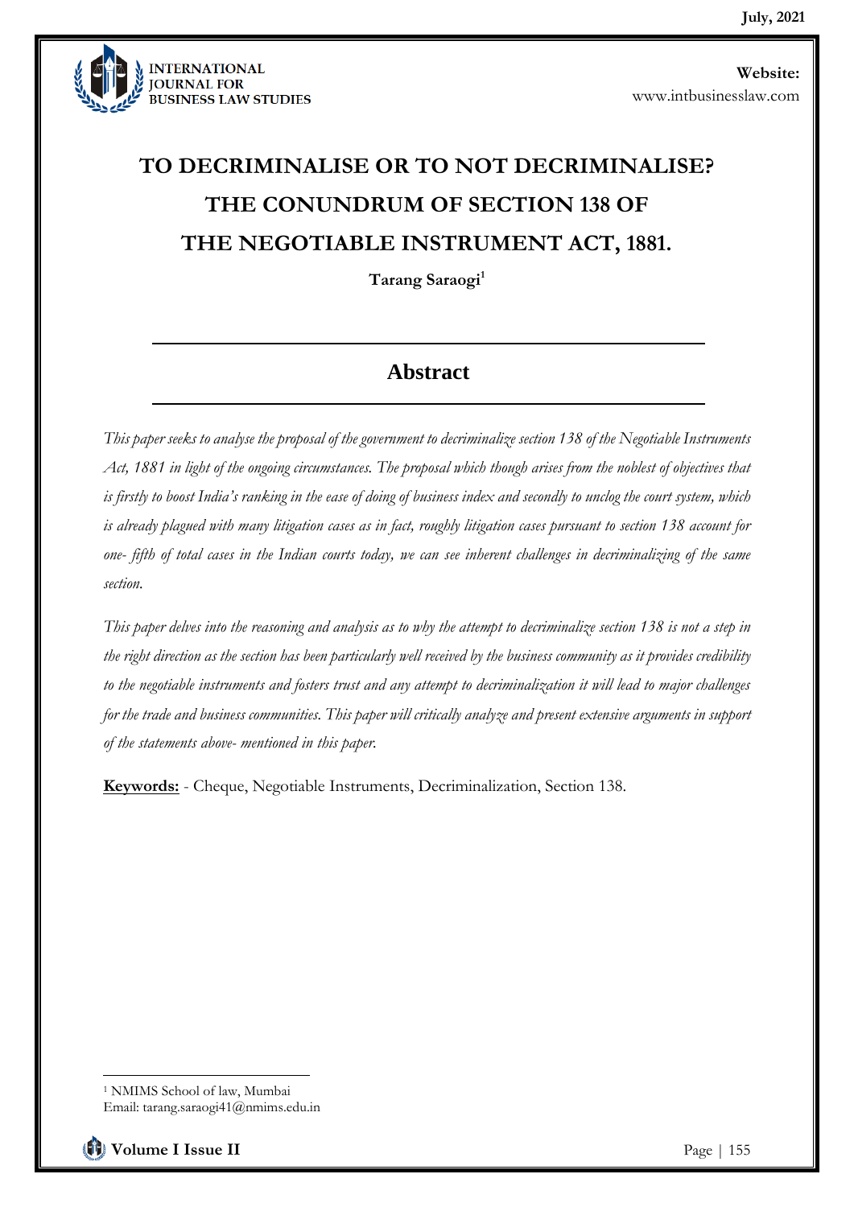# TO DECRIMINALISE OR TO NOT DECRIMINALISE? THE CONUNDRUM OF SECTION 138 OF THE NEGOTIABLE INSTRUMENT ACT, 1881.

**Tarang Saraogi**[1]

## Abstract

*This paper seeks to analyse the proposal of the government to decriminalize section 138 of the Negotiable Instruments Act, 1881 in light of the ongoing circumstances. The proposal which though arises from the noblest of objectives that is firstly to boost India's ranking in the ease of doing of business index and secondly to unclog the court system, which is already plagued with many litigation cases as in fact, roughly litigation cases pursuant to section 138 account for one- fifth of total cases in the Indian courts today, we can see inherent challenges in decriminalizing of the same section.*

*This paper delves into the reasoning and analysis as to why the attempt to decriminalize section 138 is not a step in the right direction as the section has been particularly well received by the business community as it provides credibility to the negotiable instruments and fosters trust and any attempt to decriminalization it will lead to major challenges for the trade and business communities. This paper will critically analyze and present extensive arguments in support of the statements above- mentioned in this paper.*

**Keywords:** - Cheque, Negotiable Instruments, Decriminalization, Section 138.

---

[1] NMIMS School of law, Mumbai
Email: tarang.saraogi41@nmims.edu.in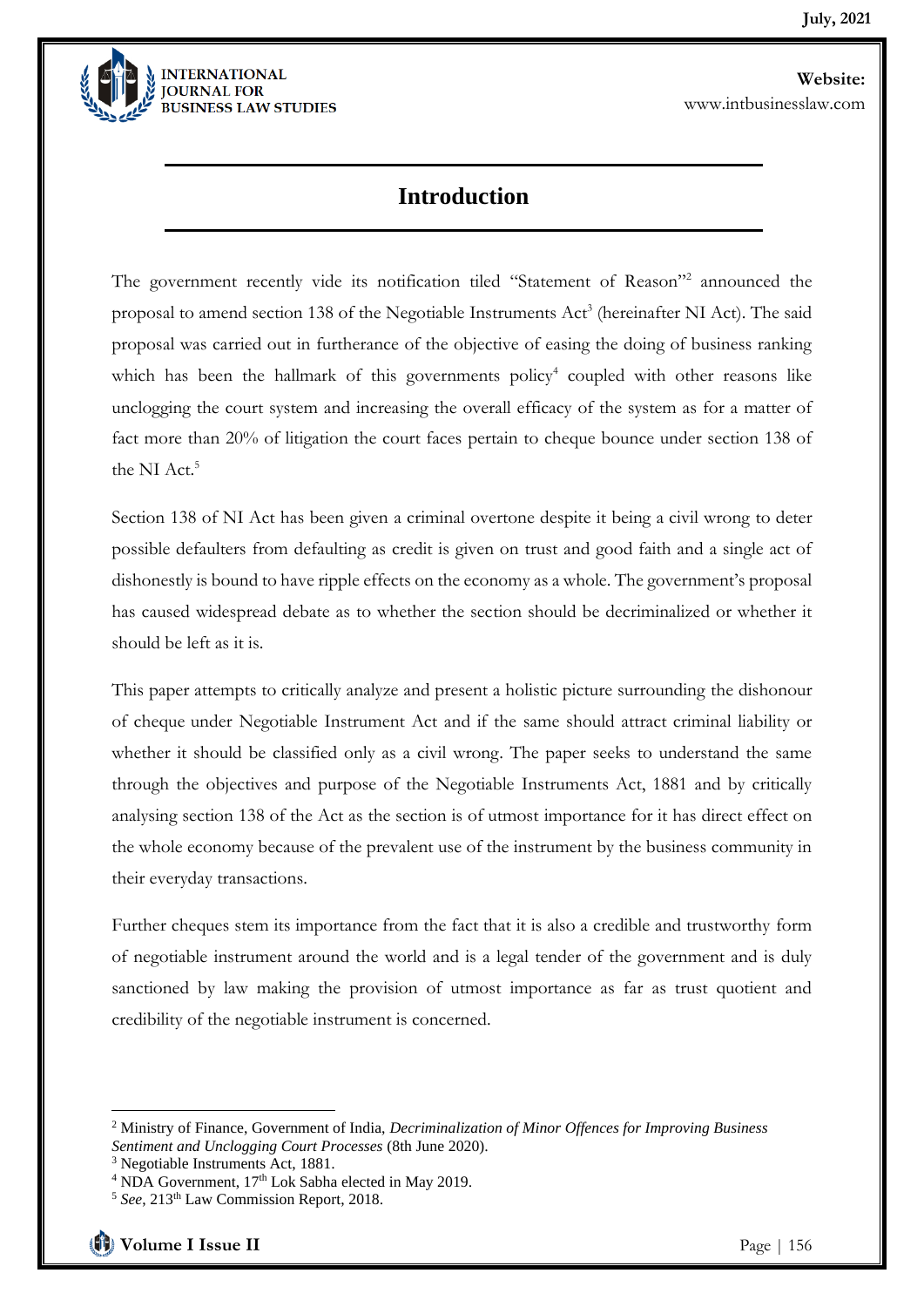# Introduction

The government recently vide its notification tiled "Statement of Reason"[2] announced the proposal to amend section 138 of the Negotiable Instruments Act[3] (hereinafter NI Act). The said proposal was carried out in furtherance of the objective of easing the doing of business ranking which has been the hallmark of this governments policy[4] coupled with other reasons like unclogging the court system and increasing the overall efficacy of the system as for a matter of fact more than 20% of litigation the court faces pertain to cheque bounce under section 138 of the NI Act.[5]

Section 138 of NI Act has been given a criminal overtone despite it being a civil wrong to deter possible defaulters from defaulting as credit is given on trust and good faith and a single act of dishonestly is bound to have ripple effects on the economy as a whole. The government's proposal has caused widespread debate as to whether the section should be decriminalized or whether it should be left as it is.

This paper attempts to critically analyze and present a holistic picture surrounding the dishonour of cheque under Negotiable Instrument Act and if the same should attract criminal liability or whether it should be classified only as a civil wrong. The paper seeks to understand the same through the objectives and purpose of the Negotiable Instruments Act, 1881 and by critically analysing section 138 of the Act as the section is of utmost importance for it has direct effect on the whole economy because of the prevalent use of the instrument by the business community in their everyday transactions.

Further cheques stem its importance from the fact that it is also a credible and trustworthy form of negotiable instrument around the world and is a legal tender of the government and is duly sanctioned by law making the provision of utmost importance as far as trust quotient and credibility of the negotiable instrument is concerned.

---

[2] Ministry of Finance, Government of India, *Decriminalization of Minor Offences for Improving Business Sentiment and Unclogging Court Processes* (8th June 2020).

[3] Negotiable Instruments Act, 1881.

[4] NDA Government, 17th Lok Sabha elected in May 2019.

[5] *See*, 213th Law Commission Report, 2018.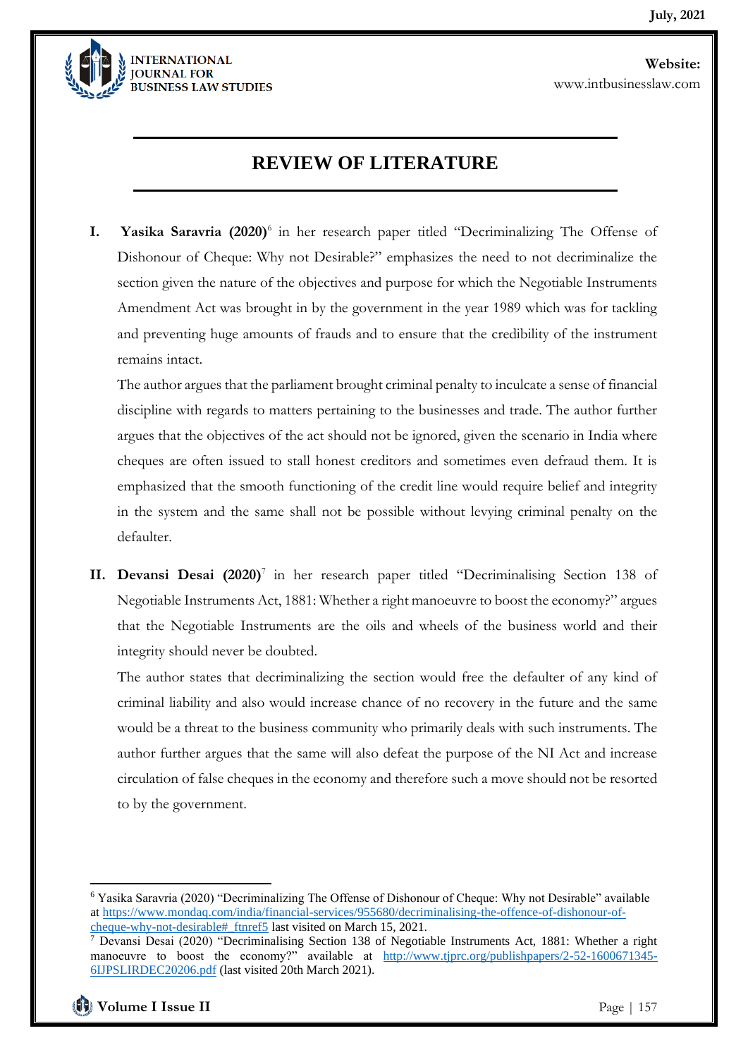## REVIEW OF LITERATURE

I. **Yasika Saravria (2020)**[6] in her research paper titled "Decriminalizing The Offense of Dishonour of Cheque: Why not Desirable?" emphasizes the need to not decriminalize the section given the nature of the objectives and purpose for which the Negotiable Instruments Amendment Act was brought in by the government in the year 1989 which was for tackling and preventing huge amounts of frauds and to ensure that the credibility of the instrument remains intact.

The author argues that the parliament brought criminal penalty to inculcate a sense of financial discipline with regards to matters pertaining to the businesses and trade. The author further argues that the objectives of the act should not be ignored, given the scenario in India where cheques are often issued to stall honest creditors and sometimes even defraud them. It is emphasized that the smooth functioning of the credit line would require belief and integrity in the system and the same shall not be possible without levying criminal penalty on the defaulter.

II. **Devansi Desai (2020)**[7] in her research paper titled "Decriminalising Section 138 of Negotiable Instruments Act, 1881: Whether a right manoeuvre to boost the economy?" argues that the Negotiable Instruments are the oils and wheels of the business world and their integrity should never be doubted.

The author states that decriminalizing the section would free the defaulter of any kind of criminal liability and also would increase chance of no recovery in the future and the same would be a threat to the business community who primarily deals with such instruments. The author further argues that the same will also defeat the purpose of the NI Act and increase circulation of false cheques in the economy and therefore such a move should not be resorted to by the government.

---

[6] Yasika Saravria (2020) "Decriminalizing The Offense of Dishonour of Cheque: Why not Desirable" available at https://www.mondaq.com/india/financial-services/955680/decriminalising-the-offence-of-dishonour-of-cheque-why-not-desirable#_ftnref5 last visited on March 15, 2021.

[7] Devansi Desai (2020) "Decriminalising Section 138 of Negotiable Instruments Act, 1881: Whether a right manoeuvre to boost the economy?" available at http://www.tjprc.org/publishpapers/2-52-1600671345-6IJPSLIRDEC20206.pdf (last visited 20th March 2021).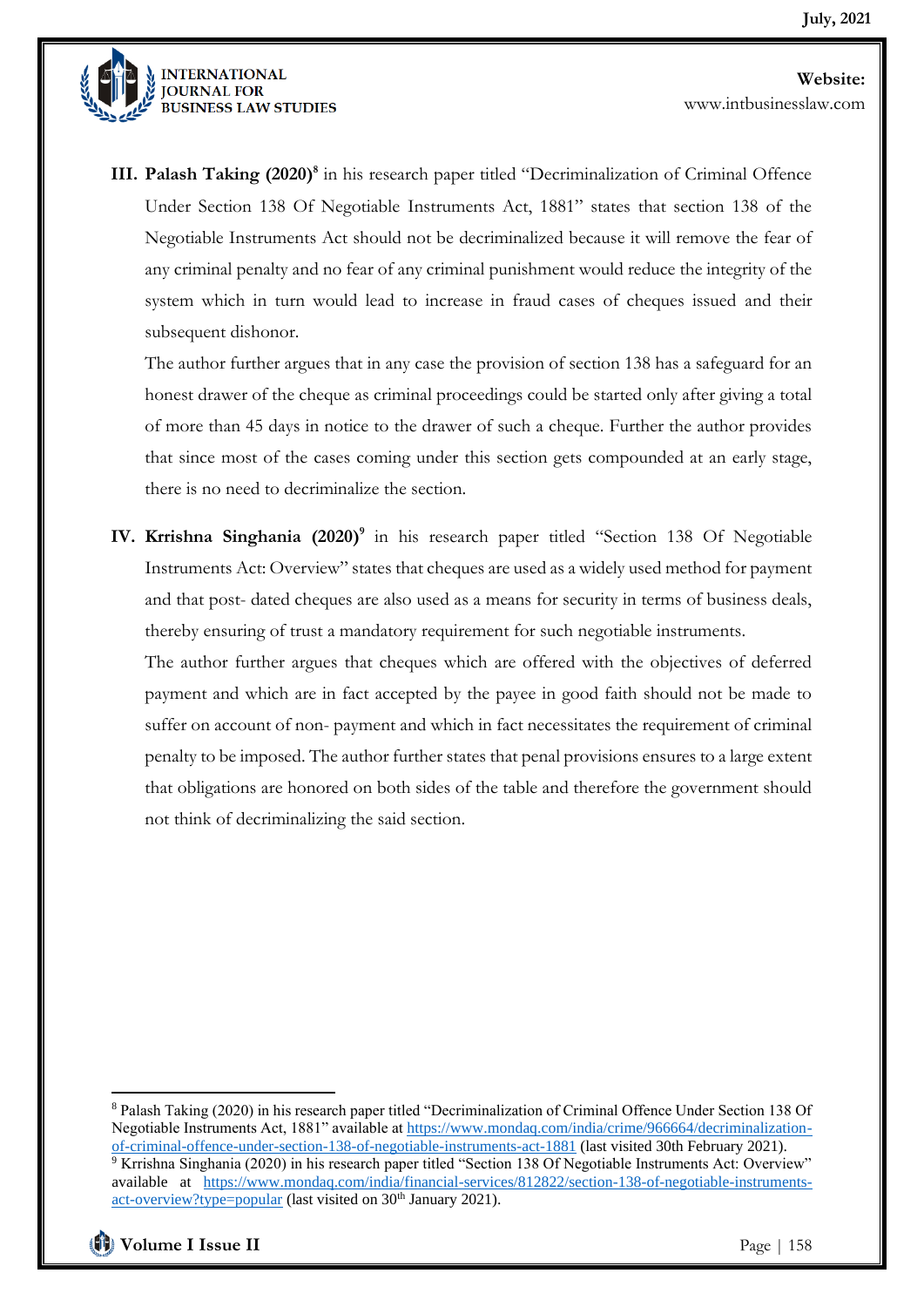**III. Palash Taking (2020)**[8] in his research paper titled "Decriminalization of Criminal Offence Under Section 138 Of Negotiable Instruments Act, 1881" states that section 138 of the Negotiable Instruments Act should not be decriminalized because it will remove the fear of any criminal penalty and no fear of any criminal punishment would reduce the integrity of the system which in turn would lead to increase in fraud cases of cheques issued and their subsequent dishonor.

The author further argues that in any case the provision of section 138 has a safeguard for an honest drawer of the cheque as criminal proceedings could be started only after giving a total of more than 45 days in notice to the drawer of such a cheque. Further the author provides that since most of the cases coming under this section gets compounded at an early stage, there is no need to decriminalize the section.

**IV. Krrishna Singhania (2020)**[9] in his research paper titled "Section 138 Of Negotiable Instruments Act: Overview" states that cheques are used as a widely used method for payment and that post- dated cheques are also used as a means for security in terms of business deals, thereby ensuring of trust a mandatory requirement for such negotiable instruments.

The author further argues that cheques which are offered with the objectives of deferred payment and which are in fact accepted by the payee in good faith should not be made to suffer on account of non- payment and which in fact necessitates the requirement of criminal penalty to be imposed. The author further states that penal provisions ensures to a large extent that obligations are honored on both sides of the table and therefore the government should not think of decriminalizing the said section.

---

[8] Palash Taking (2020) in his research paper titled "Decriminalization of Criminal Offence Under Section 138 Of Negotiable Instruments Act, 1881" available at https://www.mondaq.com/india/crime/966664/decriminalization-of-criminal-offence-under-section-138-of-negotiable-instruments-act-1881 (last visited 30th February 2021).

[9] Krrishna Singhania (2020) in his research paper titled "Section 138 Of Negotiable Instruments Act: Overview" available at https://www.mondaq.com/india/financial-services/812822/section-138-of-negotiable-instruments-act-overview?type=popular (last visited on 30th January 2021).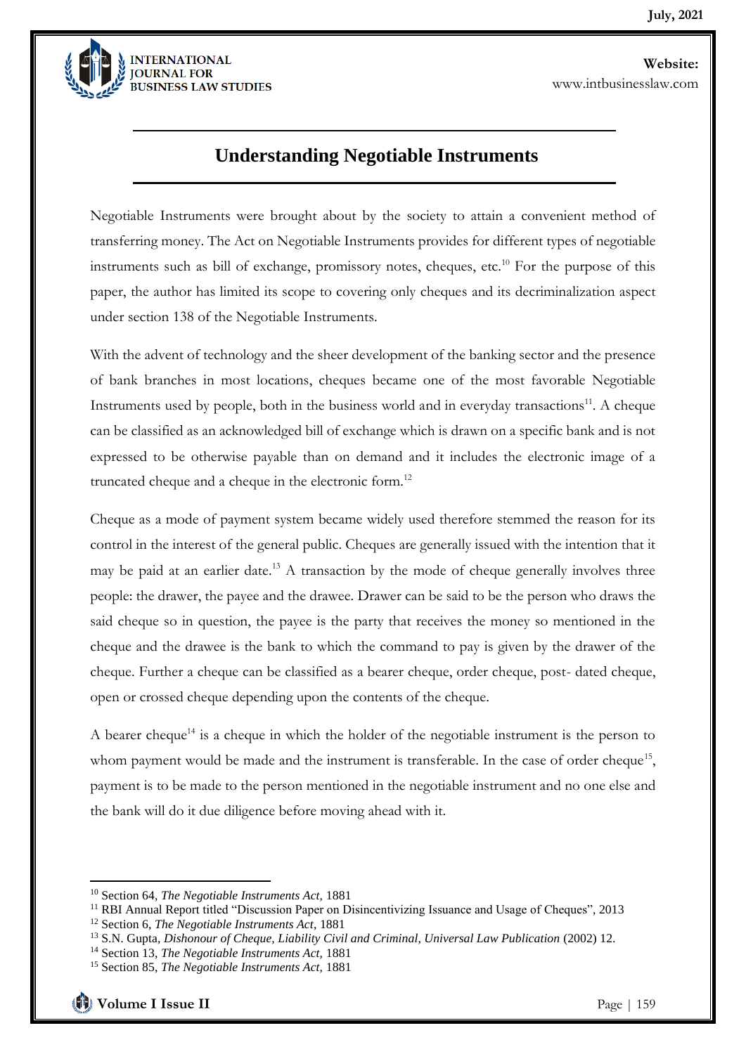## Understanding Negotiable Instruments

Negotiable Instruments were brought about by the society to attain a convenient method of transferring money. The Act on Negotiable Instruments provides for different types of negotiable instruments such as bill of exchange, promissory notes, cheques, etc.[10] For the purpose of this paper, the author has limited its scope to covering only cheques and its decriminalization aspect under section 138 of the Negotiable Instruments.

With the advent of technology and the sheer development of the banking sector and the presence of bank branches in most locations, cheques became one of the most favorable Negotiable Instruments used by people, both in the business world and in everyday transactions[11]. A cheque can be classified as an acknowledged bill of exchange which is drawn on a specific bank and is not expressed to be otherwise payable than on demand and it includes the electronic image of a truncated cheque and a cheque in the electronic form.[12]

Cheque as a mode of payment system became widely used therefore stemmed the reason for its control in the interest of the general public. Cheques are generally issued with the intention that it may be paid at an earlier date.[13] A transaction by the mode of cheque generally involves three people: the drawer, the payee and the drawee. Drawer can be said to be the person who draws the said cheque so in question, the payee is the party that receives the money so mentioned in the cheque and the drawee is the bank to which the command to pay is given by the drawer of the cheque. Further a cheque can be classified as a bearer cheque, order cheque, post- dated cheque, open or crossed cheque depending upon the contents of the cheque.

A bearer cheque[14] is a cheque in which the holder of the negotiable instrument is the person to whom payment would be made and the instrument is transferable. In the case of order cheque[15], payment is to be made to the person mentioned in the negotiable instrument and no one else and the bank will do it due diligence before moving ahead with it.

---

[10] Section 64, *The Negotiable Instruments Act,* 1881

[11] RBI Annual Report titled "Discussion Paper on Disincentivizing Issuance and Usage of Cheques", 2013

[12] Section 6, *The Negotiable Instruments Act,* 1881

[13] S.N. Gupta, *Dishonour of Cheque, Liability Civil and Criminal, Universal Law Publication* (2002) 12.

[14] Section 13, *The Negotiable Instruments Act,* 1881

[15] Section 85, *The Negotiable Instruments Act,* 1881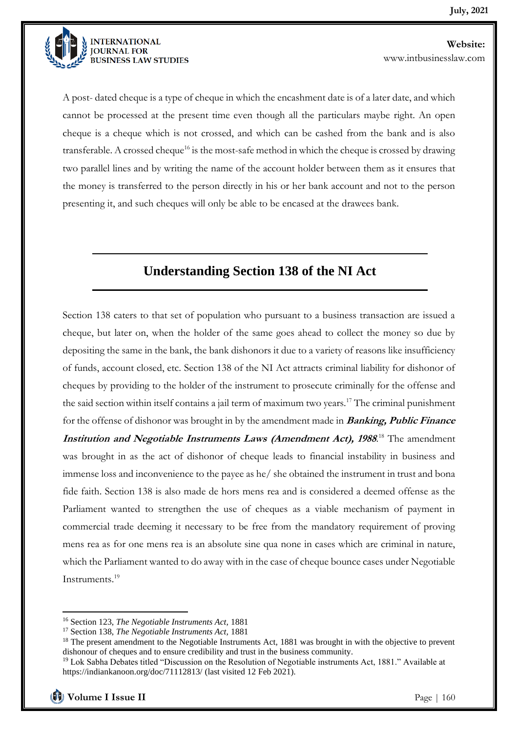A post- dated cheque is a type of cheque in which the encashment date is of a later date, and which cannot be processed at the present time even though all the particulars maybe right. An open cheque is a cheque which is not crossed, and which can be cashed from the bank and is also transferable. A crossed cheque[16] is the most-safe method in which the cheque is crossed by drawing two parallel lines and by writing the name of the account holder between them as it ensures that the money is transferred to the person directly in his or her bank account and not to the person presenting it, and such cheques will only be able to be encased at the drawees bank.

## Understanding Section 138 of the NI Act

Section 138 caters to that set of population who pursuant to a business transaction are issued a cheque, but later on, when the holder of the same goes ahead to collect the money so due by depositing the same in the bank, the bank dishonors it due to a variety of reasons like insufficiency of funds, account closed, etc. Section 138 of the NI Act attracts criminal liability for dishonor of cheques by providing to the holder of the instrument to prosecute criminally for the offense and the said section within itself contains a jail term of maximum two years.[17] The criminal punishment for the offense of dishonor was brought in by the amendment made in ***Banking, Public Finance Institution and Negotiable Instruments Laws (Amendment Act), 1988***.[18] The amendment was brought in as the act of dishonor of cheque leads to financial instability in business and immense loss and inconvenience to the payee as he/ she obtained the instrument in trust and bona fide faith. Section 138 is also made de hors mens rea and is considered a deemed offense as the Parliament wanted to strengthen the use of cheques as a viable mechanism of payment in commercial trade deeming it necessary to be free from the mandatory requirement of proving mens rea as for one mens rea is an absolute sine qua none in cases which are criminal in nature, which the Parliament wanted to do away with in the case of cheque bounce cases under Negotiable Instruments.[19]

---

[16] Section 123, *The Negotiable Instruments Act,* 1881

[17] Section 138, *The Negotiable Instruments Act,* 1881

[18] The present amendment to the Negotiable Instruments Act, 1881 was brought in with the objective to prevent dishonour of cheques and to ensure credibility and trust in the business community.

[19] Lok Sabha Debates titled "Discussion on the Resolution of Negotiable instruments Act, 1881." Available at https://indiankanoon.org/doc/71112813/ (last visited 12 Feb 2021).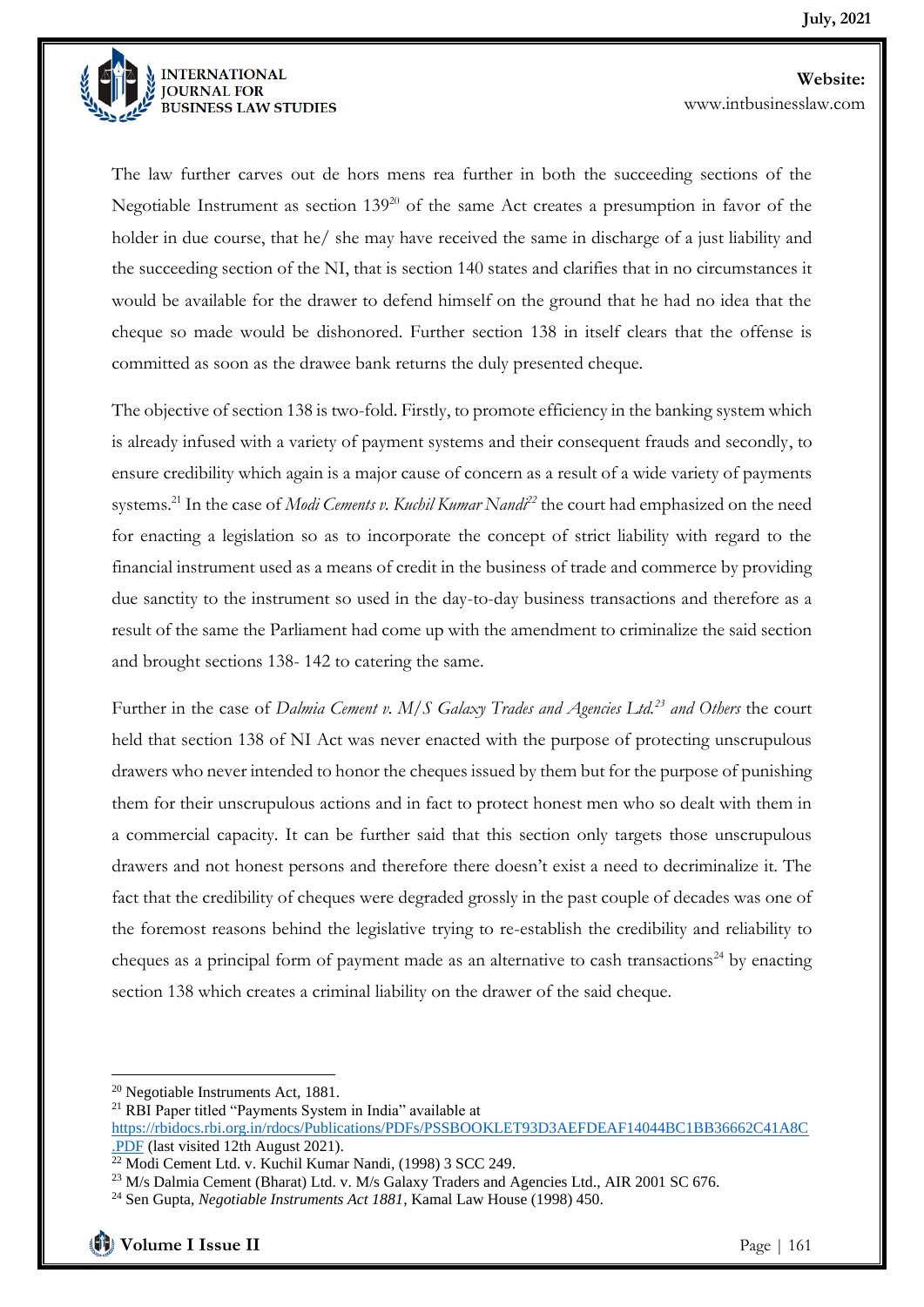The law further carves out de hors mens rea further in both the succeeding sections of the Negotiable Instrument as section 139[20] of the same Act creates a presumption in favor of the holder in due course, that he/ she may have received the same in discharge of a just liability and the succeeding section of the NI, that is section 140 states and clarifies that in no circumstances it would be available for the drawer to defend himself on the ground that he had no idea that the cheque so made would be dishonored. Further section 138 in itself clears that the offense is committed as soon as the drawee bank returns the duly presented cheque.

The objective of section 138 is two-fold. Firstly, to promote efficiency in the banking system which is already infused with a variety of payment systems and their consequent frauds and secondly, to ensure credibility which again is a major cause of concern as a result of a wide variety of payments systems.[21] In the case of *Modi Cements v. Kuchil Kumar Nandi*[22] the court had emphasized on the need for enacting a legislation so as to incorporate the concept of strict liability with regard to the financial instrument used as a means of credit in the business of trade and commerce by providing due sanctity to the instrument so used in the day-to-day business transactions and therefore as a result of the same the Parliament had come up with the amendment to criminalize the said section and brought sections 138- 142 to catering the same.

Further in the case of *Dalmia Cement v. M/S Galaxy Trades and Agencies Ltd.*[23] *and Others* the court held that section 138 of NI Act was never enacted with the purpose of protecting unscrupulous drawers who never intended to honor the cheques issued by them but for the purpose of punishing them for their unscrupulous actions and in fact to protect honest men who so dealt with them in a commercial capacity. It can be further said that this section only targets those unscrupulous drawers and not honest persons and therefore there doesn't exist a need to decriminalize it. The fact that the credibility of cheques were degraded grossly in the past couple of decades was one of the foremost reasons behind the legislative trying to re-establish the credibility and reliability to cheques as a principal form of payment made as an alternative to cash transactions[24] by enacting section 138 which creates a criminal liability on the drawer of the said cheque.

---

[20] Negotiable Instruments Act, 1881.

[21] RBI Paper titled "Payments System in India" available at https://rbidocs.rbi.org.in/rdocs/Publications/PDFs/PSSBOOKLET93D3AEFDEAF14044BC1BB36662C41A8C.PDF (last visited 12th August 2021).

[22] Modi Cement Ltd. v. Kuchil Kumar Nandi, (1998) 3 SCC 249.

[23] M/s Dalmia Cement (Bharat) Ltd. v. M/s Galaxy Traders and Agencies Ltd., AIR 2001 SC 676.

[24] Sen Gupta, *Negotiable Instruments Act 1881*, Kamal Law House (1998) 450.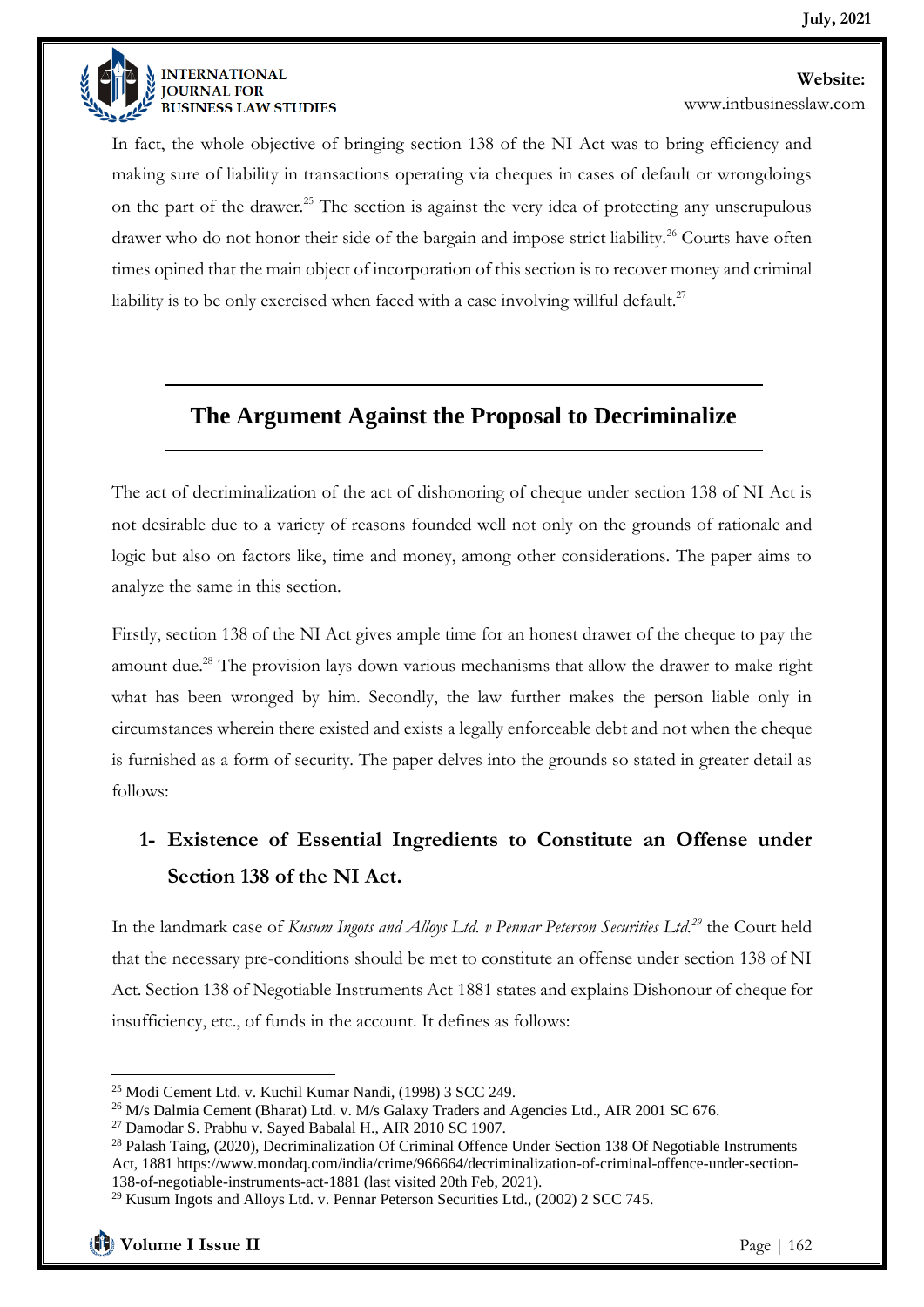In fact, the whole objective of bringing section 138 of the NI Act was to bring efficiency and making sure of liability in transactions operating via cheques in cases of default or wrongdoings on the part of the drawer.[25] The section is against the very idea of protecting any unscrupulous drawer who do not honor their side of the bargain and impose strict liability.[26] Courts have often times opined that the main object of incorporation of this section is to recover money and criminal liability is to be only exercised when faced with a case involving willful default.[27]

## The Argument Against the Proposal to Decriminalize

The act of decriminalization of the act of dishonoring of cheque under section 138 of NI Act is not desirable due to a variety of reasons founded well not only on the grounds of rationale and logic but also on factors like, time and money, among other considerations. The paper aims to analyze the same in this section.

Firstly, section 138 of the NI Act gives ample time for an honest drawer of the cheque to pay the amount due.[28] The provision lays down various mechanisms that allow the drawer to make right what has been wronged by him. Secondly, the law further makes the person liable only in circumstances wherein there existed and exists a legally enforceable debt and not when the cheque is furnished as a form of security. The paper delves into the grounds so stated in greater detail as follows:

### 1- Existence of Essential Ingredients to Constitute an Offense under Section 138 of the NI Act.

In the landmark case of *Kusum Ingots and Alloys Ltd. v Pennar Peterson Securities Ltd.*[29] the Court held that the necessary pre-conditions should be met to constitute an offense under section 138 of NI Act. Section 138 of Negotiable Instruments Act 1881 states and explains Dishonour of cheque for insufficiency, etc., of funds in the account. It defines as follows:

---

[25] Modi Cement Ltd. v. Kuchil Kumar Nandi, (1998) 3 SCC 249.

[26] M/s Dalmia Cement (Bharat) Ltd. v. M/s Galaxy Traders and Agencies Ltd., AIR 2001 SC 676.

[27] Damodar S. Prabhu v. Sayed Babalal H., AIR 2010 SC 1907.

[28] Palash Taing, (2020), Decriminalization Of Criminal Offence Under Section 138 Of Negotiable Instruments Act, 1881 https://www.mondaq.com/india/crime/966664/decriminalization-of-criminal-offence-under-section-138-of-negotiable-instruments-act-1881 (last visited 20th Feb, 2021).

[29] Kusum Ingots and Alloys Ltd. v. Pennar Peterson Securities Ltd., (2002) 2 SCC 745.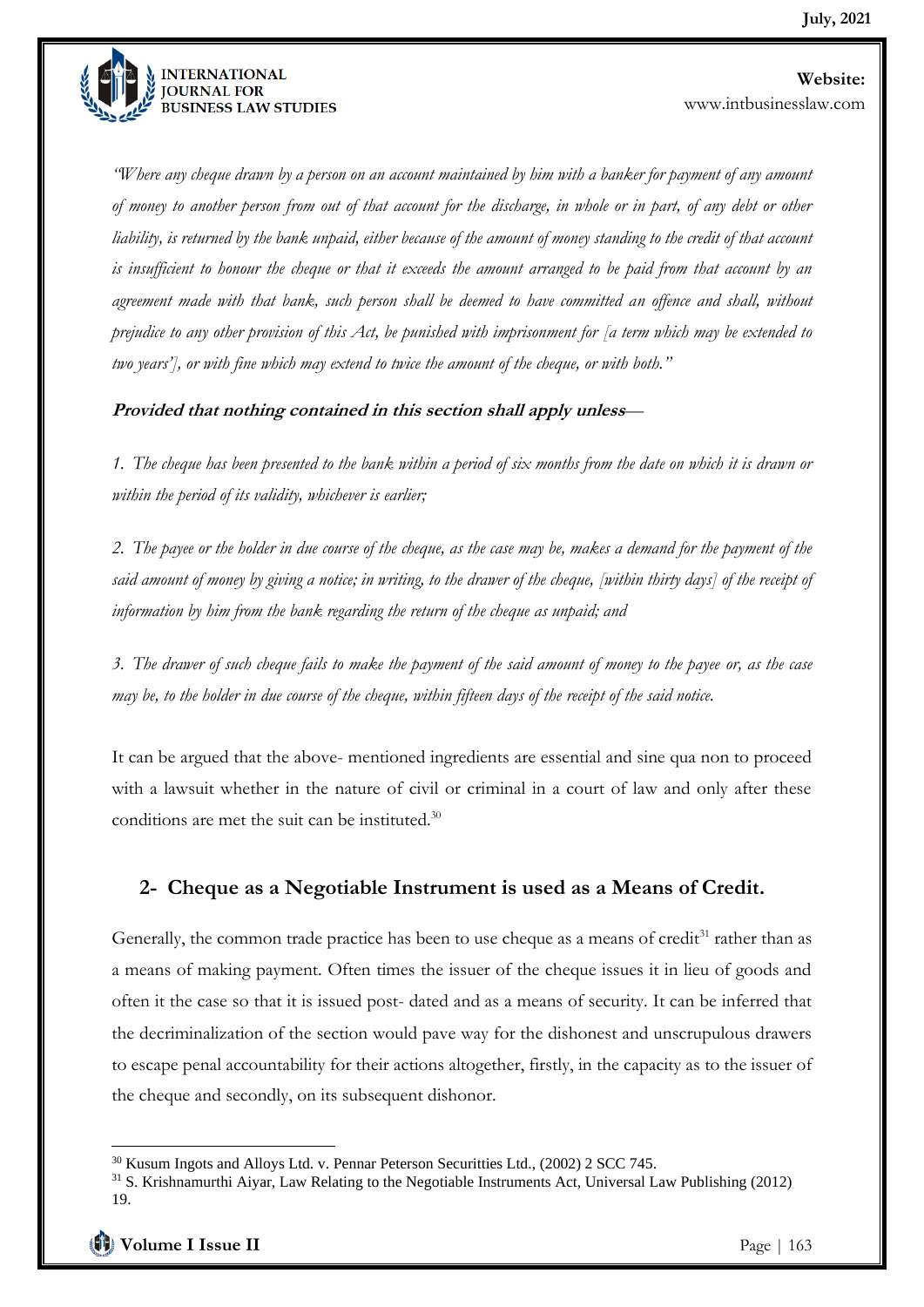*"Where any cheque drawn by a person on an account maintained by him with a banker for payment of any amount of money to another person from out of that account for the discharge, in whole or in part, of any debt or other liability, is returned by the bank unpaid, either because of the amount of money standing to the credit of that account is insufficient to honour the cheque or that it exceeds the amount arranged to be paid from that account by an agreement made with that bank, such person shall be deemed to have committed an offence and shall, without prejudice to any other provision of this Act, be punished with imprisonment for [a term which may be extended to two years'], or with fine which may extend to twice the amount of the cheque, or with both."*

**Provided that nothing contained in this section shall apply unless**—

1. *The cheque has been presented to the bank within a period of six months from the date on which it is drawn or within the period of its validity, whichever is earlier;*

2. *The payee or the holder in due course of the cheque, as the case may be, makes a demand for the payment of the said amount of money by giving a notice; in writing, to the drawer of the cheque, [within thirty days] of the receipt of information by him from the bank regarding the return of the cheque as unpaid; and*

3. *The drawer of such cheque fails to make the payment of the said amount of money to the payee or, as the case may be, to the holder in due course of the cheque, within fifteen days of the receipt of the said notice.*

It can be argued that the above- mentioned ingredients are essential and sine qua non to proceed with a lawsuit whether in the nature of civil or criminal in a court of law and only after these conditions are met the suit can be instituted.[30]

## 2- Cheque as a Negotiable Instrument is used as a Means of Credit.

Generally, the common trade practice has been to use cheque as a means of credit[31] rather than as a means of making payment. Often times the issuer of the cheque issues it in lieu of goods and often it the case so that it is issued post- dated and as a means of security. It can be inferred that the decriminalization of the section would pave way for the dishonest and unscrupulous drawers to escape penal accountability for their actions altogether, firstly, in the capacity as to the issuer of the cheque and secondly, on its subsequent dishonor.

---

[30] Kusum Ingots and Alloys Ltd. v. Pennar Peterson Securitties Ltd., (2002) 2 SCC 745.

[31] S. Krishnamurthi Aiyar, Law Relating to the Negotiable Instruments Act, Universal Law Publishing (2012) 19.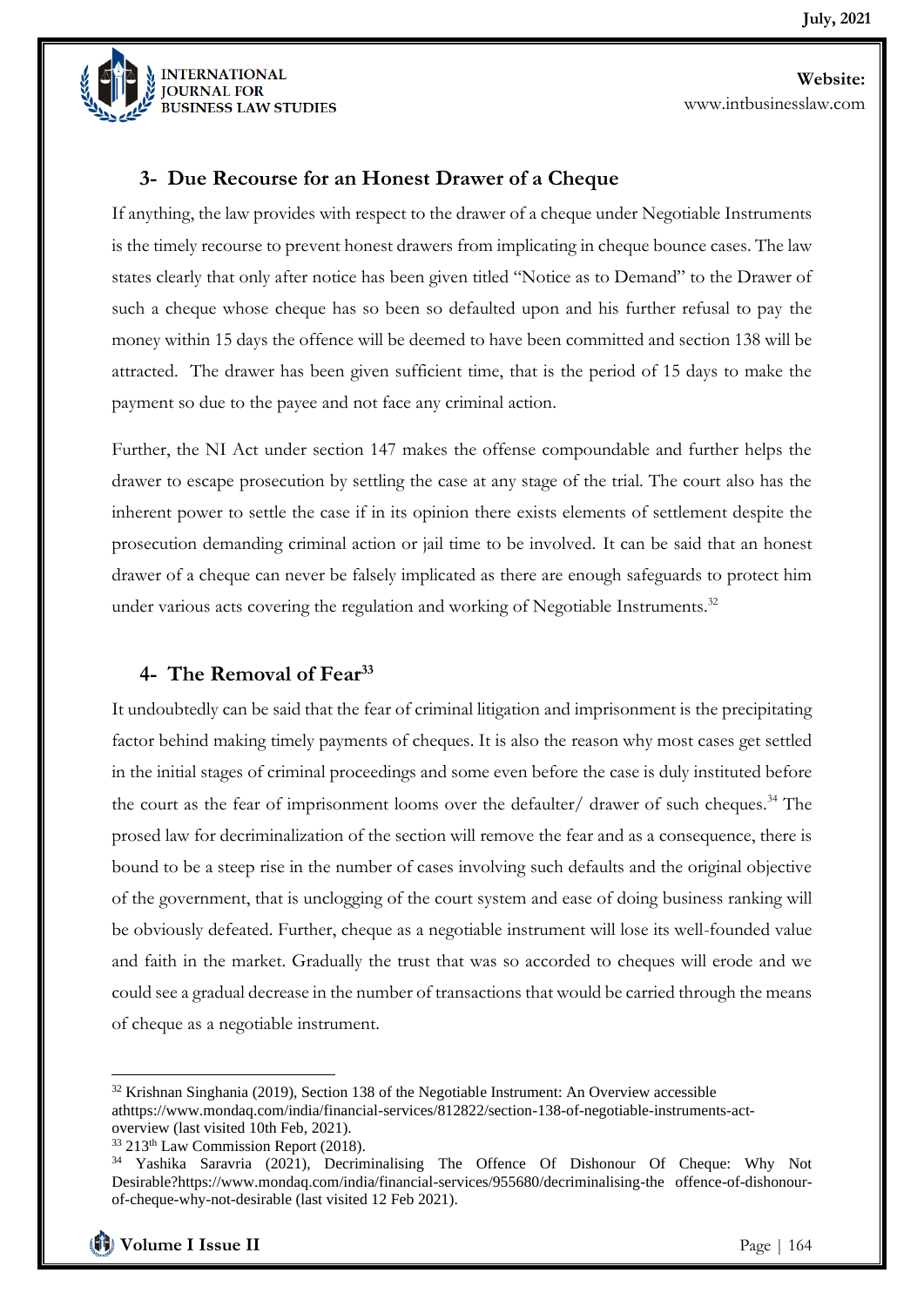### 3- Due Recourse for an Honest Drawer of a Cheque

If anything, the law provides with respect to the drawer of a cheque under Negotiable Instruments is the timely recourse to prevent honest drawers from implicating in cheque bounce cases. The law states clearly that only after notice has been given titled "Notice as to Demand" to the Drawer of such a cheque whose cheque has so been so defaulted upon and his further refusal to pay the money within 15 days the offence will be deemed to have been committed and section 138 will be attracted. The drawer has been given sufficient time, that is the period of 15 days to make the payment so due to the payee and not face any criminal action.

Further, the NI Act under section 147 makes the offense compoundable and further helps the drawer to escape prosecution by settling the case at any stage of the trial. The court also has the inherent power to settle the case if in its opinion there exists elements of settlement despite the prosecution demanding criminal action or jail time to be involved. It can be said that an honest drawer of a cheque can never be falsely implicated as there are enough safeguards to protect him under various acts covering the regulation and working of Negotiable Instruments.[32]

### 4- The Removal of Fear[33]

It undoubtedly can be said that the fear of criminal litigation and imprisonment is the precipitating factor behind making timely payments of cheques. It is also the reason why most cases get settled in the initial stages of criminal proceedings and some even before the case is duly instituted before the court as the fear of imprisonment looms over the defaulter/ drawer of such cheques.[34] The prosed law for decriminalization of the section will remove the fear and as a consequence, there is bound to be a steep rise in the number of cases involving such defaults and the original objective of the government, that is unclogging of the court system and ease of doing business ranking will be obviously defeated. Further, cheque as a negotiable instrument will lose its well-founded value and faith in the market. Gradually the trust that was so accorded to cheques will erode and we could see a gradual decrease in the number of transactions that would be carried through the means of cheque as a negotiable instrument.

---

[32] Krishnan Singhania (2019), Section 138 of the Negotiable Instrument: An Overview accessible athttps://www.mondaq.com/india/financial-services/812822/section-138-of-negotiable-instruments-act-overview (last visited 10th Feb, 2021).

[33] 213th Law Commission Report (2018).

[34] Yashika Saravria (2021), Decriminalising The Offence Of Dishonour Of Cheque: Why Not Desirable?https://www.mondaq.com/india/financial-services/955680/decriminalising-the offence-of-dishonour-of-cheque-why-not-desirable (last visited 12 Feb 2021).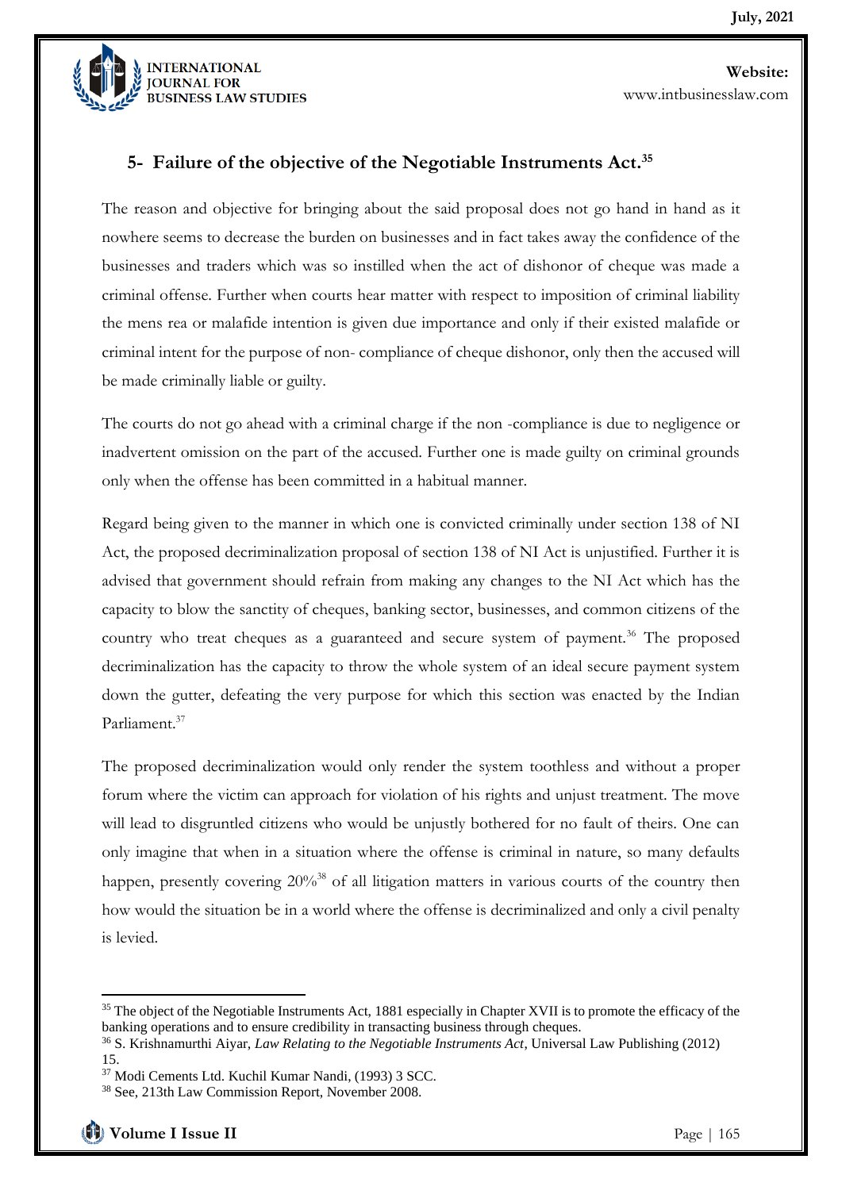## 5- Failure of the objective of the Negotiable Instruments Act.[35]

The reason and objective for bringing about the said proposal does not go hand in hand as it nowhere seems to decrease the burden on businesses and in fact takes away the confidence of the businesses and traders which was so instilled when the act of dishonor of cheque was made a criminal offense. Further when courts hear matter with respect to imposition of criminal liability the mens rea or malafide intention is given due importance and only if their existed malafide or criminal intent for the purpose of non- compliance of cheque dishonor, only then the accused will be made criminally liable or guilty.

The courts do not go ahead with a criminal charge if the non -compliance is due to negligence or inadvertent omission on the part of the accused. Further one is made guilty on criminal grounds only when the offense has been committed in a habitual manner.

Regard being given to the manner in which one is convicted criminally under section 138 of NI Act, the proposed decriminalization proposal of section 138 of NI Act is unjustified. Further it is advised that government should refrain from making any changes to the NI Act which has the capacity to blow the sanctity of cheques, banking sector, businesses, and common citizens of the country who treat cheques as a guaranteed and secure system of payment.[36] The proposed decriminalization has the capacity to throw the whole system of an ideal secure payment system down the gutter, defeating the very purpose for which this section was enacted by the Indian Parliament.[37]

The proposed decriminalization would only render the system toothless and without a proper forum where the victim can approach for violation of his rights and unjust treatment. The move will lead to disgruntled citizens who would be unjustly bothered for no fault of theirs. One can only imagine that when in a situation where the offense is criminal in nature, so many defaults happen, presently covering 20%[38] of all litigation matters in various courts of the country then how would the situation be in a world where the offense is decriminalized and only a civil penalty is levied.

---

[35] The object of the Negotiable Instruments Act, 1881 especially in Chapter XVII is to promote the efficacy of the banking operations and to ensure credibility in transacting business through cheques.

[36] S. Krishnamurthi Aiyar, *Law Relating to the Negotiable Instruments Act*, Universal Law Publishing (2012) 15.

[37] Modi Cements Ltd. Kuchil Kumar Nandi, (1993) 3 SCC.

[38] See, 213th Law Commission Report, November 2008.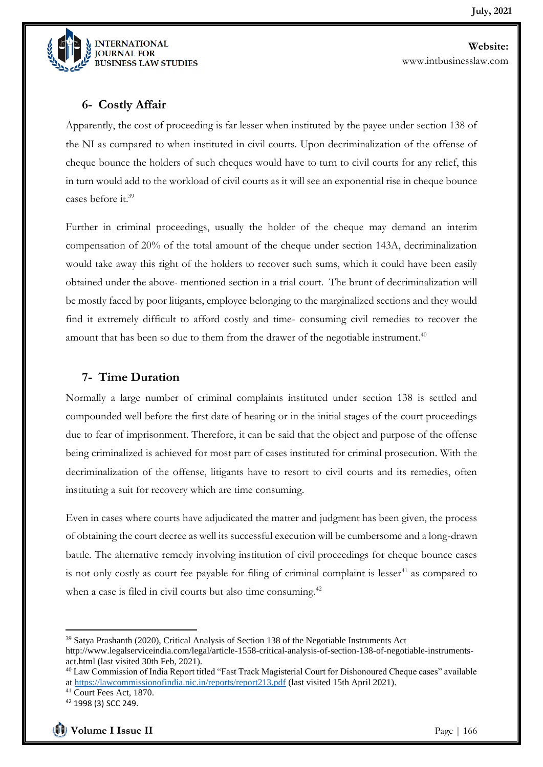### 6- Costly Affair

Apparently, the cost of proceeding is far lesser when instituted by the payee under section 138 of the NI as compared to when instituted in civil courts. Upon decriminalization of the offense of cheque bounce the holders of such cheques would have to turn to civil courts for any relief, this in turn would add to the workload of civil courts as it will see an exponential rise in cheque bounce cases before it.[39]

Further in criminal proceedings, usually the holder of the cheque may demand an interim compensation of 20% of the total amount of the cheque under section 143A, decriminalization would take away this right of the holders to recover such sums, which it could have been easily obtained under the above- mentioned section in a trial court. The brunt of decriminalization will be mostly faced by poor litigants, employee belonging to the marginalized sections and they would find it extremely difficult to afford costly and time- consuming civil remedies to recover the amount that has been so due to them from the drawer of the negotiable instrument.[40]

### 7- Time Duration

Normally a large number of criminal complaints instituted under section 138 is settled and compounded well before the first date of hearing or in the initial stages of the court proceedings due to fear of imprisonment. Therefore, it can be said that the object and purpose of the offense being criminalized is achieved for most part of cases instituted for criminal prosecution. With the decriminalization of the offense, litigants have to resort to civil courts and its remedies, often instituting a suit for recovery which are time consuming.

Even in cases where courts have adjudicated the matter and judgment has been given, the process of obtaining the court decree as well its successful execution will be cumbersome and a long-drawn battle. The alternative remedy involving institution of civil proceedings for cheque bounce cases is not only costly as court fee payable for filing of criminal complaint is lesser[41] as compared to when a case is filed in civil courts but also time consuming.[42]

---

[39] Satya Prashanth (2020), Critical Analysis of Section 138 of the Negotiable Instruments Act http://www.legalserviceindia.com/legal/article-1558-critical-analysis-of-section-138-of-negotiable-instruments-act.html (last visited 30th Feb, 2021).

[40] Law Commission of India Report titled "Fast Track Magisterial Court for Dishonoured Cheque cases" available at https://lawcommissionofindia.nic.in/reports/report213.pdf (last visited 15th April 2021).

[41] Court Fees Act, 1870.

[42] 1998 (3) SCC 249.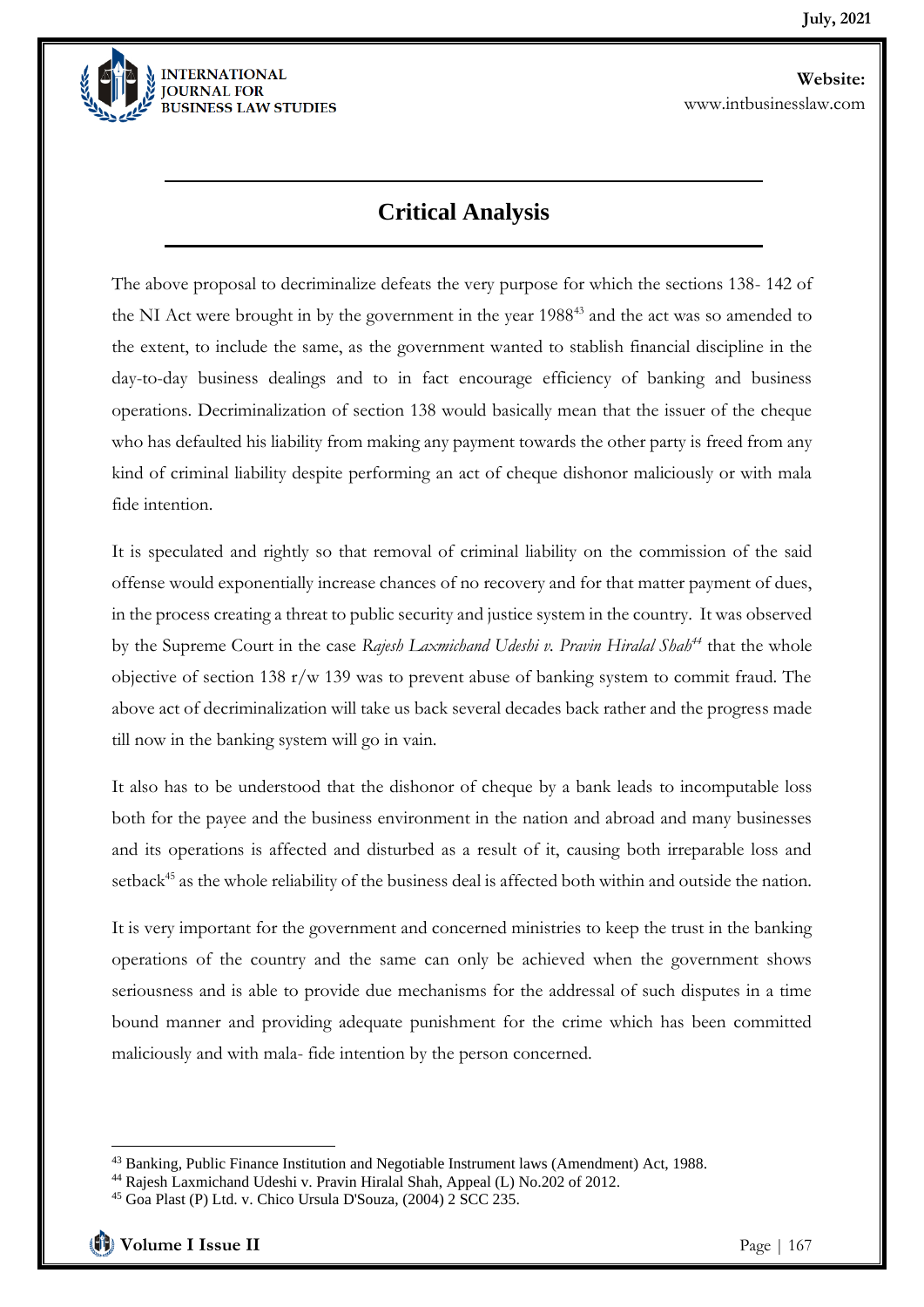## Critical Analysis

The above proposal to decriminalize defeats the very purpose for which the sections 138- 142 of the NI Act were brought in by the government in the year 1988[43] and the act was so amended to the extent, to include the same, as the government wanted to stablish financial discipline in the day-to-day business dealings and to in fact encourage efficiency of banking and business operations. Decriminalization of section 138 would basically mean that the issuer of the cheque who has defaulted his liability from making any payment towards the other party is freed from any kind of criminal liability despite performing an act of cheque dishonor maliciously or with mala fide intention.

It is speculated and rightly so that removal of criminal liability on the commission of the said offense would exponentially increase chances of no recovery and for that matter payment of dues, in the process creating a threat to public security and justice system in the country. It was observed by the Supreme Court in the case *Rajesh Laxmichand Udeshi v. Pravin Hiralal Shah*[44] that the whole objective of section 138 r/w 139 was to prevent abuse of banking system to commit fraud. The above act of decriminalization will take us back several decades back rather and the progress made till now in the banking system will go in vain.

It also has to be understood that the dishonor of cheque by a bank leads to incomputable loss both for the payee and the business environment in the nation and abroad and many businesses and its operations is affected and disturbed as a result of it, causing both irreparable loss and setback[45] as the whole reliability of the business deal is affected both within and outside the nation.

It is very important for the government and concerned ministries to keep the trust in the banking operations of the country and the same can only be achieved when the government shows seriousness and is able to provide due mechanisms for the addressal of such disputes in a time bound manner and providing adequate punishment for the crime which has been committed maliciously and with mala- fide intention by the person concerned.

---

[43] Banking, Public Finance Institution and Negotiable Instrument laws (Amendment) Act, 1988.

[44] Rajesh Laxmichand Udeshi v. Pravin Hiralal Shah, Appeal (L) No.202 of 2012.

[45] Goa Plast (P) Ltd. v. Chico Ursula D'Souza, (2004) 2 SCC 235.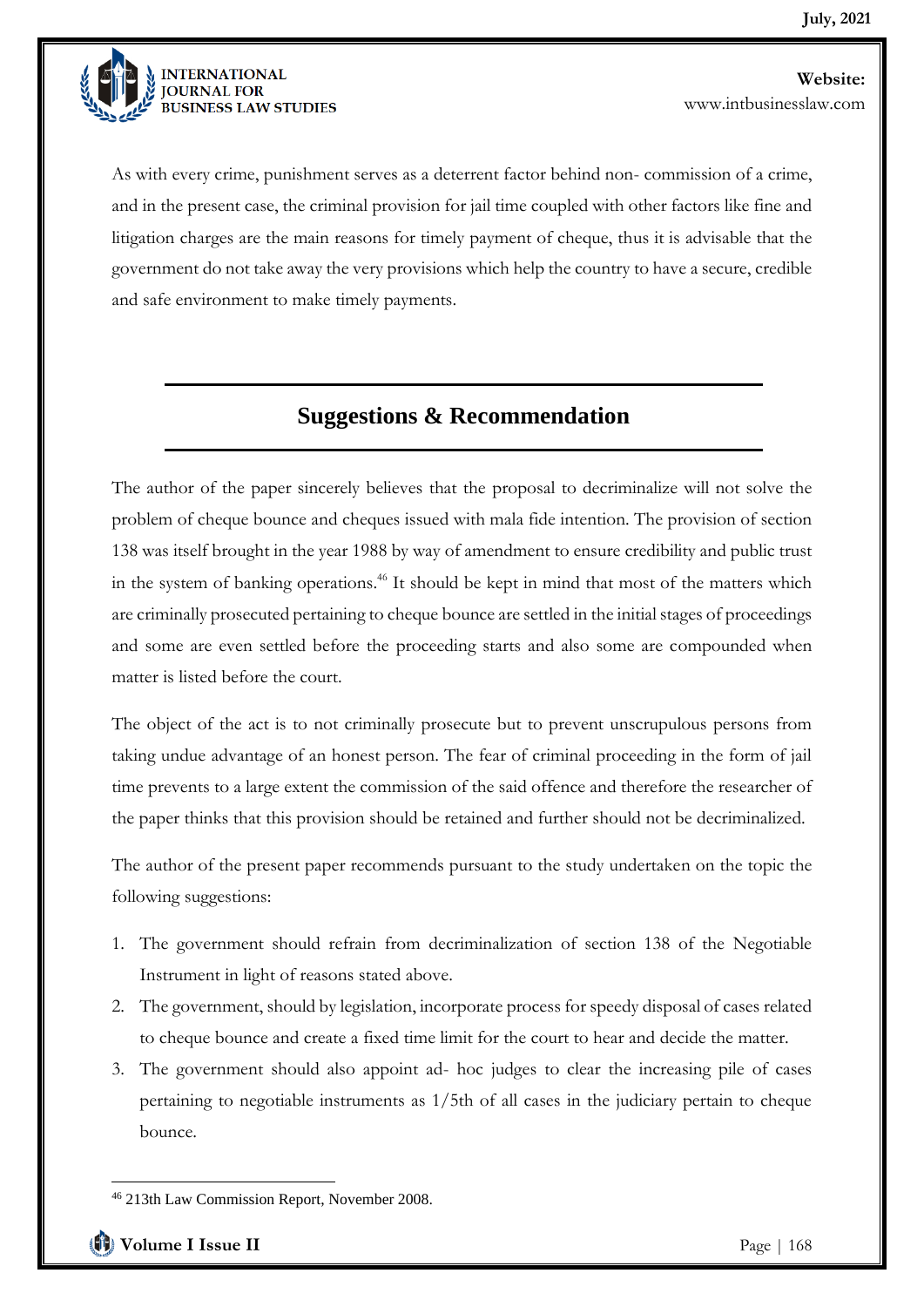As with every crime, punishment serves as a deterrent factor behind non- commission of a crime, and in the present case, the criminal provision for jail time coupled with other factors like fine and litigation charges are the main reasons for timely payment of cheque, thus it is advisable that the government do not take away the very provisions which help the country to have a secure, credible and safe environment to make timely payments.

## Suggestions & Recommendation

The author of the paper sincerely believes that the proposal to decriminalize will not solve the problem of cheque bounce and cheques issued with mala fide intention. The provision of section 138 was itself brought in the year 1988 by way of amendment to ensure credibility and public trust in the system of banking operations.[46] It should be kept in mind that most of the matters which are criminally prosecuted pertaining to cheque bounce are settled in the initial stages of proceedings and some are even settled before the proceeding starts and also some are compounded when matter is listed before the court.

The object of the act is to not criminally prosecute but to prevent unscrupulous persons from taking undue advantage of an honest person. The fear of criminal proceeding in the form of jail time prevents to a large extent the commission of the said offence and therefore the researcher of the paper thinks that this provision should be retained and further should not be decriminalized.

The author of the present paper recommends pursuant to the study undertaken on the topic the following suggestions:

1. The government should refrain from decriminalization of section 138 of the Negotiable Instrument in light of reasons stated above.
2. The government, should by legislation, incorporate process for speedy disposal of cases related to cheque bounce and create a fixed time limit for the court to hear and decide the matter.
3. The government should also appoint ad- hoc judges to clear the increasing pile of cases pertaining to negotiable instruments as 1/5th of all cases in the judiciary pertain to cheque bounce.

[46] 213th Law Commission Report, November 2008.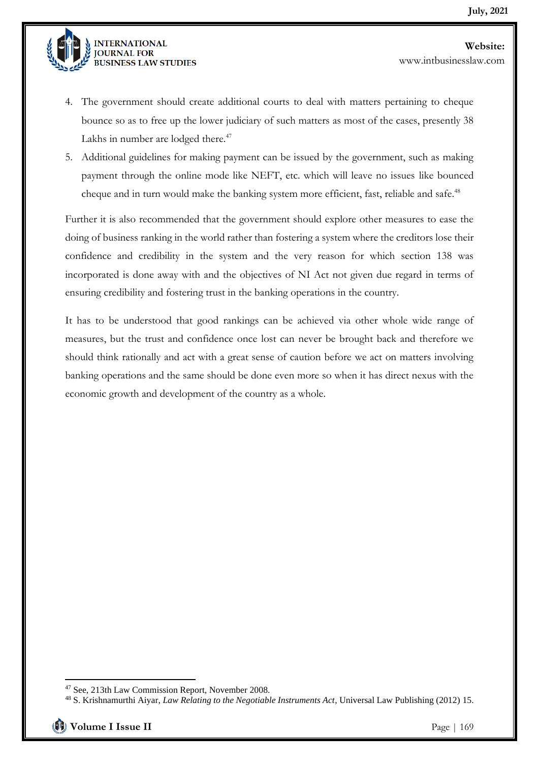4. The government should create additional courts to deal with matters pertaining to cheque bounce so as to free up the lower judiciary of such matters as most of the cases, presently 38 Lakhs in number are lodged there.[47]
5. Additional guidelines for making payment can be issued by the government, such as making payment through the online mode like NEFT, etc. which will leave no issues like bounced cheque and in turn would make the banking system more efficient, fast, reliable and safe.[48]

Further it is also recommended that the government should explore other measures to ease the doing of business ranking in the world rather than fostering a system where the creditors lose their confidence and credibility in the system and the very reason for which section 138 was incorporated is done away with and the objectives of NI Act not given due regard in terms of ensuring credibility and fostering trust in the banking operations in the country.

It has to be understood that good rankings can be achieved via other whole wide range of measures, but the trust and confidence once lost can never be brought back and therefore we should think rationally and act with a great sense of caution before we act on matters involving banking operations and the same should be done even more so when it has direct nexus with the economic growth and development of the country as a whole.

---

[47] See, 213th Law Commission Report, November 2008.

[48] S. Krishnamurthi Aiyar, *Law Relating to the Negotiable Instruments Act*, Universal Law Publishing (2012) 15.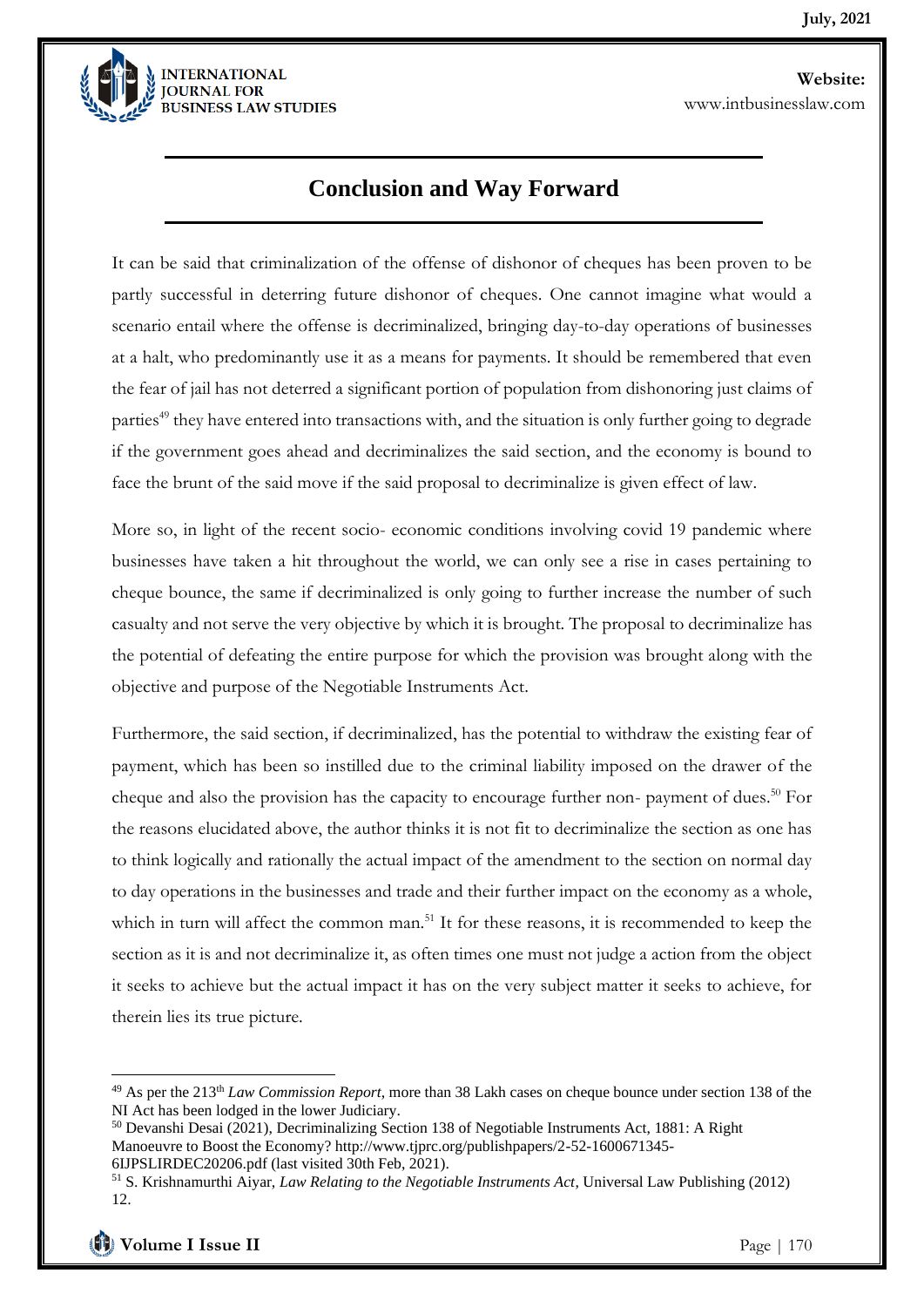## Conclusion and Way Forward

It can be said that criminalization of the offense of dishonor of cheques has been proven to be partly successful in deterring future dishonor of cheques. One cannot imagine what would a scenario entail where the offense is decriminalized, bringing day-to-day operations of businesses at a halt, who predominantly use it as a means for payments. It should be remembered that even the fear of jail has not deterred a significant portion of population from dishonoring just claims of parties[49] they have entered into transactions with, and the situation is only further going to degrade if the government goes ahead and decriminalizes the said section, and the economy is bound to face the brunt of the said move if the said proposal to decriminalize is given effect of law.

More so, in light of the recent socio- economic conditions involving covid 19 pandemic where businesses have taken a hit throughout the world, we can only see a rise in cases pertaining to cheque bounce, the same if decriminalized is only going to further increase the number of such casualty and not serve the very objective by which it is brought. The proposal to decriminalize has the potential of defeating the entire purpose for which the provision was brought along with the objective and purpose of the Negotiable Instruments Act.

Furthermore, the said section, if decriminalized, has the potential to withdraw the existing fear of payment, which has been so instilled due to the criminal liability imposed on the drawer of the cheque and also the provision has the capacity to encourage further non- payment of dues.[50] For the reasons elucidated above, the author thinks it is not fit to decriminalize the section as one has to think logically and rationally the actual impact of the amendment to the section on normal day to day operations in the businesses and trade and their further impact on the economy as a whole, which in turn will affect the common man.[51] It for these reasons, it is recommended to keep the section as it is and not decriminalize it, as often times one must not judge a action from the object it seeks to achieve but the actual impact it has on the very subject matter it seeks to achieve, for therein lies its true picture.

---

[49] As per the 213th *Law Commission Report,* more than 38 Lakh cases on cheque bounce under section 138 of the NI Act has been lodged in the lower Judiciary.

[50] Devanshi Desai (2021), Decriminalizing Section 138 of Negotiable Instruments Act, 1881: A Right Manoeuvre to Boost the Economy? http://www.tjprc.org/publishpapers/2-52-1600671345-6IJPSLIRDEC20206.pdf (last visited 30th Feb, 2021).

[51] S. Krishnamurthi Aiyar, *Law Relating to the Negotiable Instruments Act*, Universal Law Publishing (2012) 12.